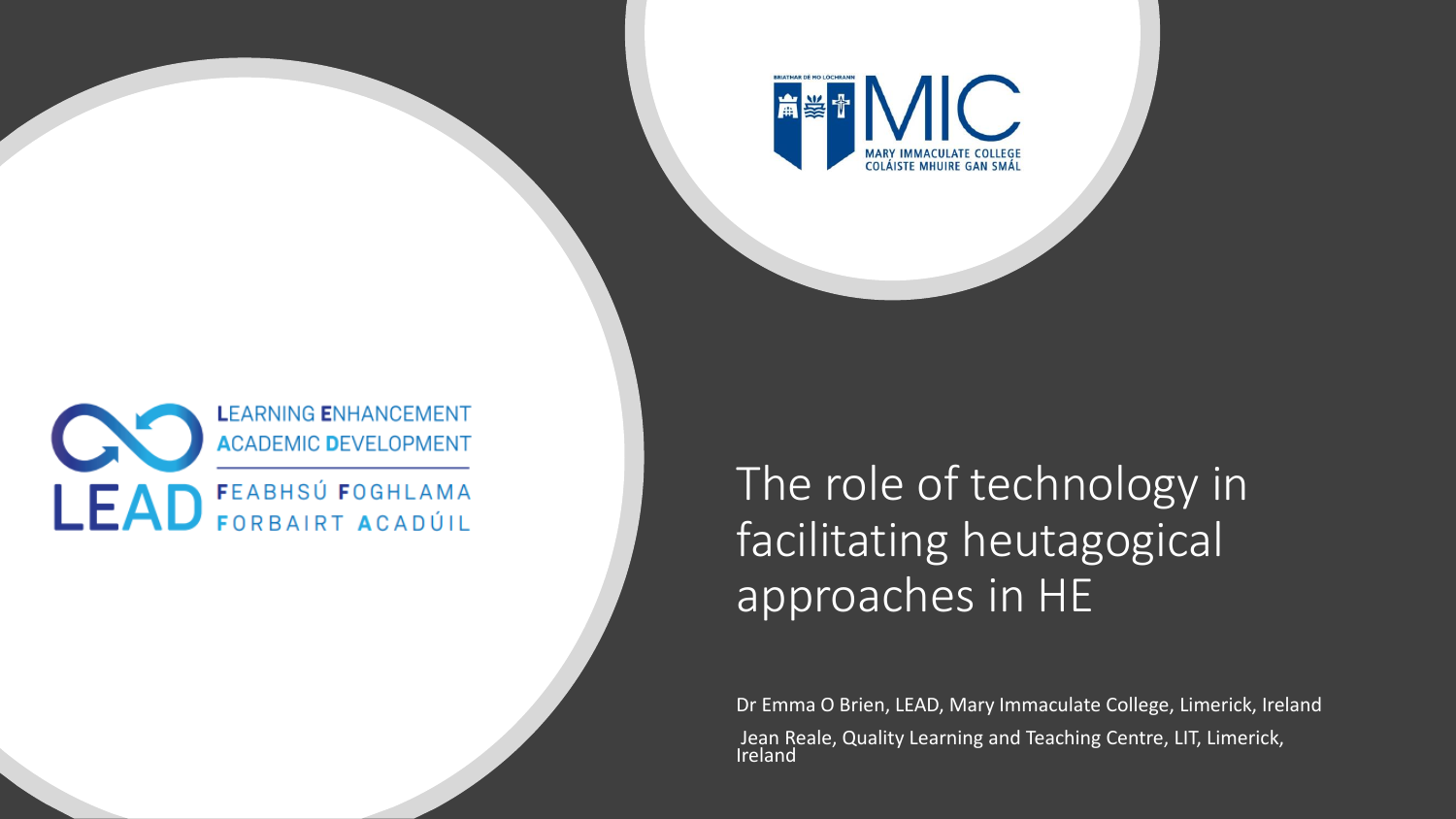# The role of technology in facilitating heutagogical approaches in HE

Dr Emma O Brien, LEAD, Mary Immaculate College, Limerick, Ireland

Jean Reale, Quality Learning and Teaching Centre, LIT, Limerick, Ireland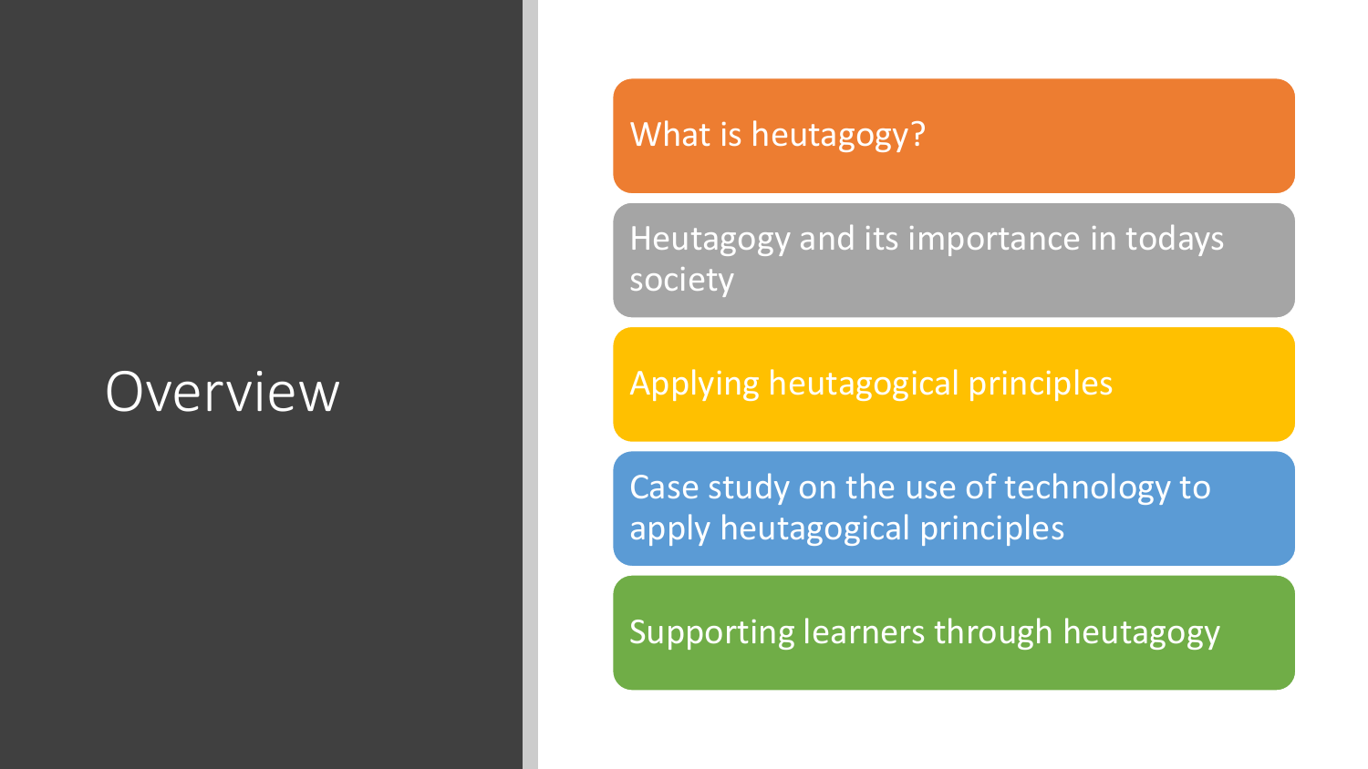# Overview

- What is heutagogy?
- Heutagogy and its importance in todays society
- Applying heutagogical principles
- Case study on the use of technology to apply heutagogical principles
- Supporting learners through heutagogy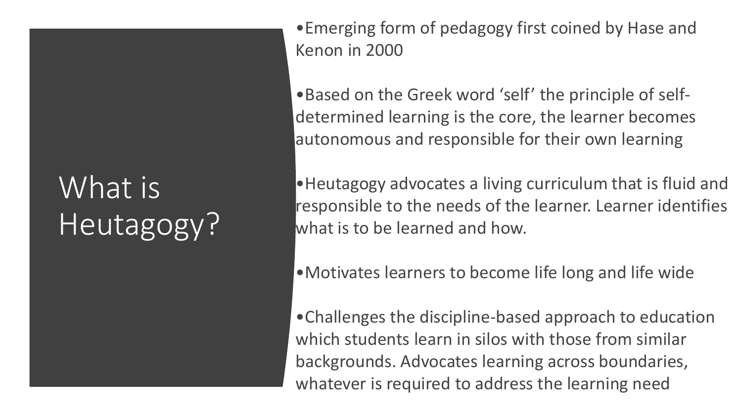# What is Heutagogy?

- Emerging form of pedagogy first coined by Hase and Kenon in 2000
- Based on the Greek word 'self' the principle of self-determined learning is the core, the learner becomes autonomous and responsible for their own learning
- Heutagogy advocates a living curriculum that is fluid and responsible to the needs of the learner. Learner identifies what is to be learned and how.
- Motivates learners to become life long and life wide
- Challenges the discipline-based approach to education which students learn in silos with those from similar backgrounds. Advocates learning across boundaries, whatever is required to address the learning need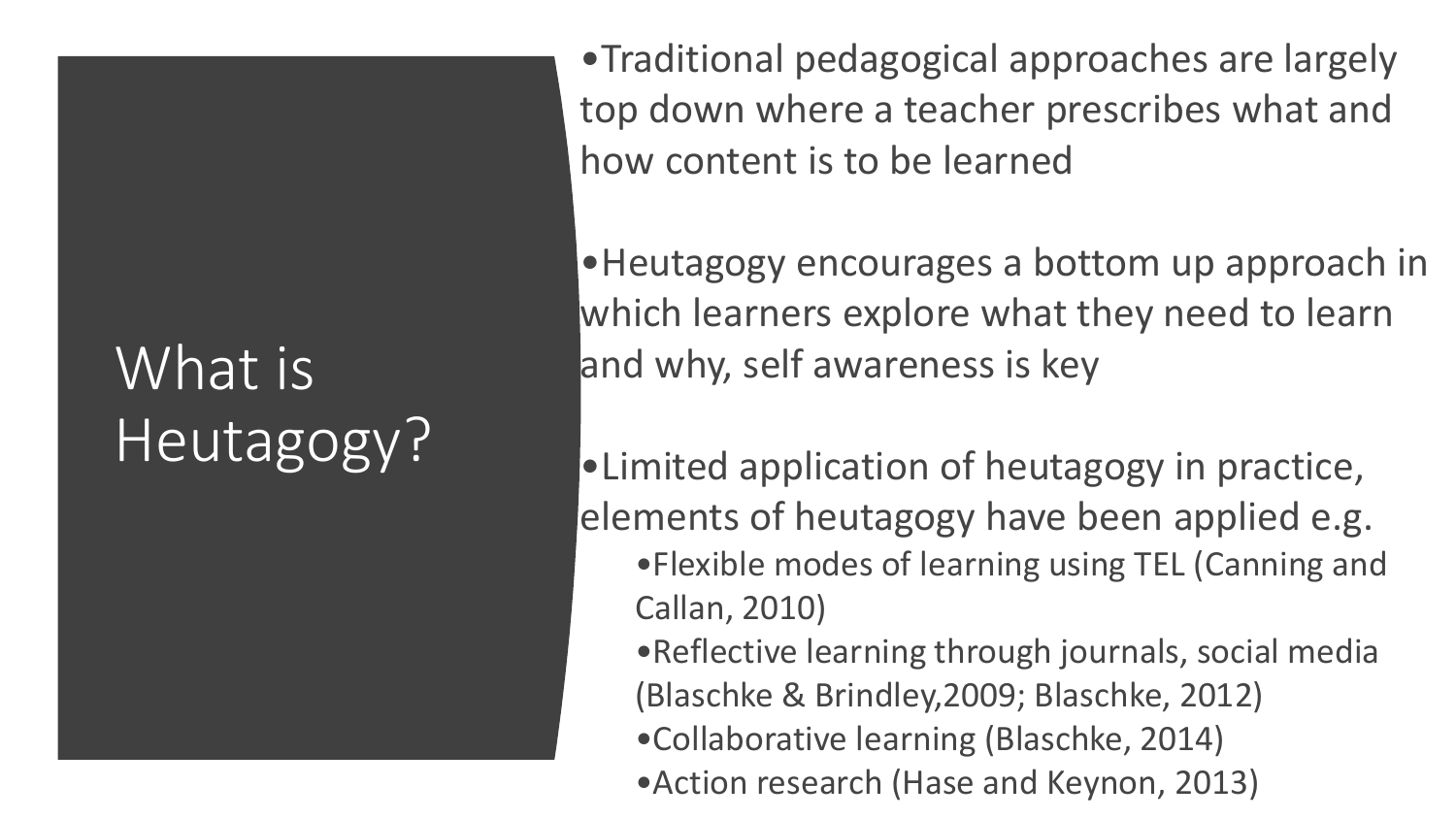# What is Heutagogy?

- Traditional pedagogical approaches are largely top down where a teacher prescribes what and how content is to be learned
- Heutagogy encourages a bottom up approach in which learners explore what they need to learn and why, self awareness is key
- Limited application of heutagogy in practice, elements of heutagogy have been applied e.g.
  - Flexible modes of learning using TEL (Canning and Callan, 2010)
  - Reflective learning through journals, social media (Blaschke & Brindley,2009; Blaschke, 2012)
  - Collaborative learning (Blaschke, 2014)
  - Action research (Hase and Keynon, 2013)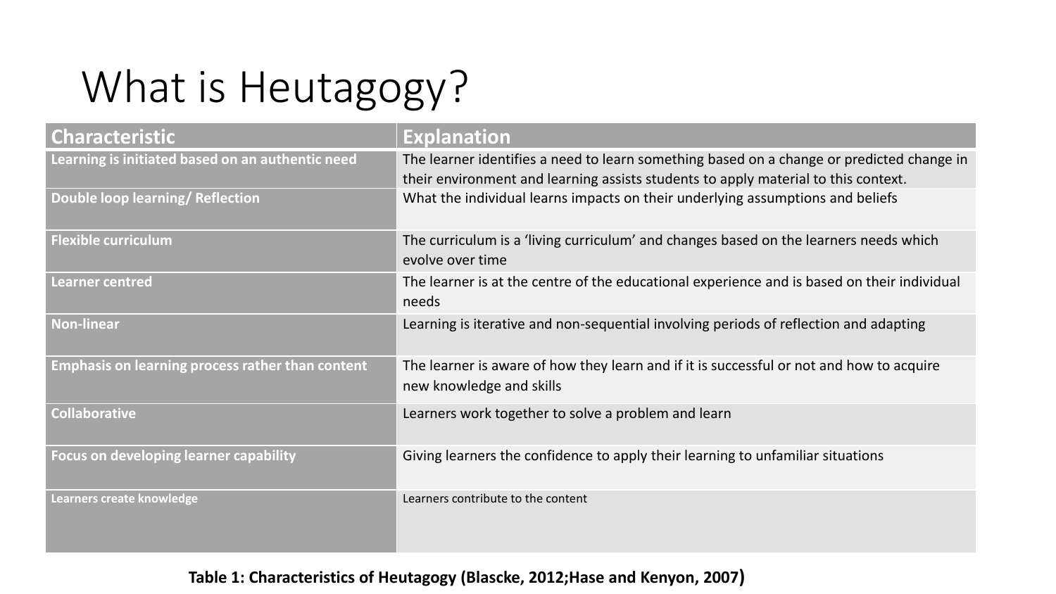# What is Heutagogy?

| Characteristic | Explanation |
|---|---|
| **Learning is initiated based on an authentic need** | The learner identifies a need to learn something based on a change or predicted change in their environment and learning assists students to apply material to this context. |
| **Double loop learning/ Reflection** | What the individual learns impacts on their underlying assumptions and beliefs |
| **Flexible curriculum** | The curriculum is a 'living curriculum' and changes based on the learners needs which evolve over time |
| **Learner centred** | The learner is at the centre of the educational experience and is based on their individual needs |
| **Non-linear** | Learning is iterative and non-sequential involving periods of reflection and adapting |
| **Emphasis on learning process rather than content** | The learner is aware of how they learn and if it is successful or not and how to acquire new knowledge and skills |
| **Collaborative** | Learners work together to solve a problem and learn |
| **Focus on developing learner capability** | Giving learners the confidence to apply their learning to unfamiliar situations |
| **Learners create knowledge** | Learners contribute to the content |

**Table 1: Characteristics of Heutagogy (Blascke, 2012;Hase and Kenyon, 2007)**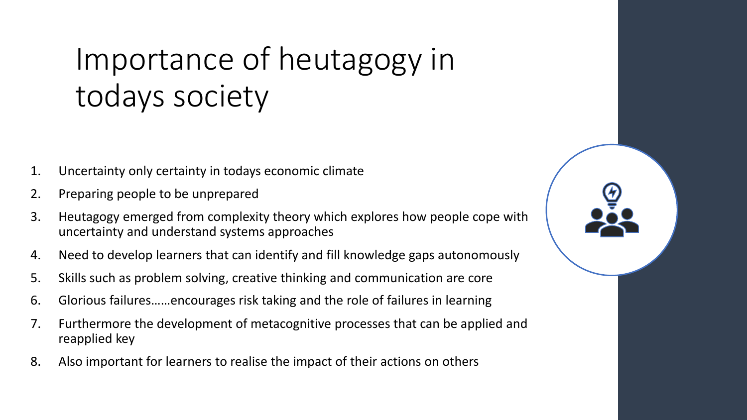# Importance of heutagogy in todays society

1. Uncertainty only certainty in todays economic climate
2. Preparing people to be unprepared
3. Heutagogy emerged from complexity theory which explores how people cope with uncertainty and understand systems approaches
4. Need to develop learners that can identify and fill knowledge gaps autonomously
5. Skills such as problem solving, creative thinking and communication are core
6. Glorious failures……encourages risk taking and the role of failures in learning
7. Furthermore the development of metacognitive processes that can be applied and reapplied key
8. Also important for learners to realise the impact of their actions on others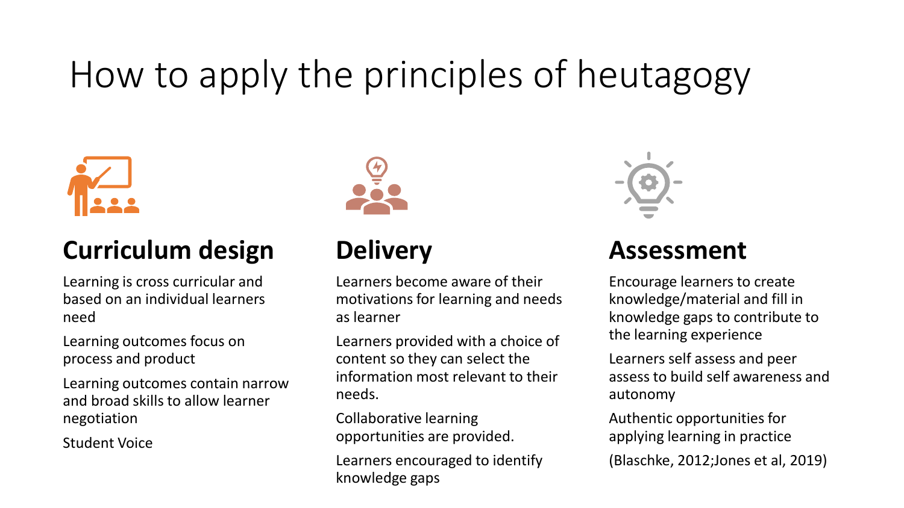# How to apply the principles of heutagogy

## Curriculum design

Learning is cross curricular and based on an individual learners need

Learning outcomes focus on process and product

Learning outcomes contain narrow and broad skills to allow learner negotiation

Student Voice

## Delivery

Learners become aware of their motivations for learning and needs as learner

Learners provided with a choice of content so they can select the information most relevant to their needs.

Collaborative learning opportunities are provided.

Learners encouraged to identify knowledge gaps

## Assessment

Encourage learners to create knowledge/material and fill in knowledge gaps to contribute to the learning experience

Learners self assess and peer assess to build self awareness and autonomy

Authentic opportunities for applying learning in practice

(Blaschke, 2012;Jones et al, 2019)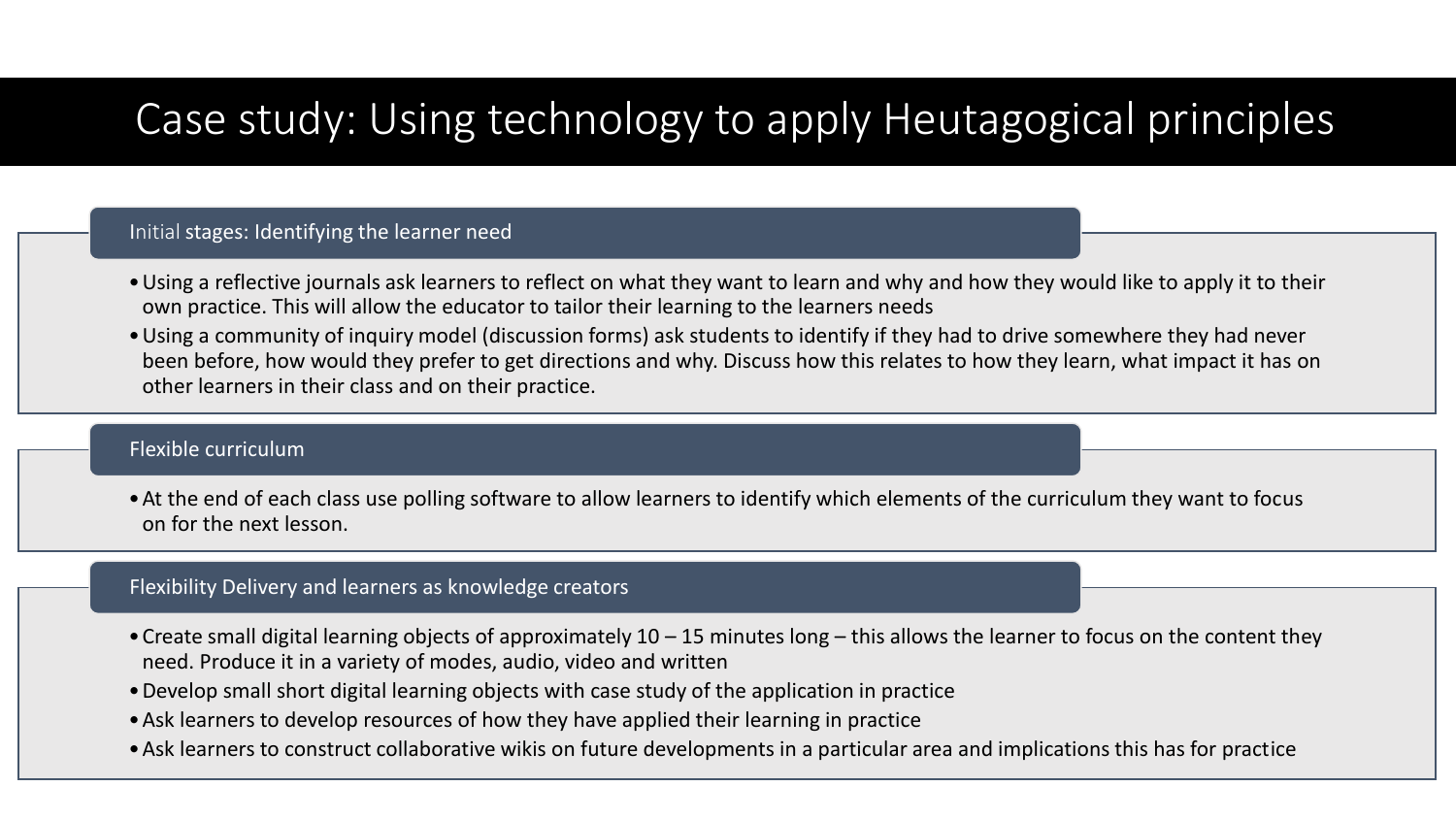# Case study: Using technology to apply Heutagogical principles

## Initial stages: Identifying the learner need

- Using a reflective journals ask learners to reflect on what they want to learn and why and how they would like to apply it to their own practice. This will allow the educator to tailor their learning to the learners needs
- Using a community of inquiry model (discussion forms) ask students to identify if they had to drive somewhere they had never been before, how would they prefer to get directions and why. Discuss how this relates to how they learn, what impact it has on other learners in their class and on their practice.

## Flexible curriculum

- At the end of each class use polling software to allow learners to identify which elements of the curriculum they want to focus on for the next lesson.

## Flexibility Delivery and learners as knowledge creators

- Create small digital learning objects of approximately 10 – 15 minutes long – this allows the learner to focus on the content they need. Produce it in a variety of modes, audio, video and written
- Develop small short digital learning objects with case study of the application in practice
- Ask learners to develop resources of how they have applied their learning in practice
- Ask learners to construct collaborative wikis on future developments in a particular area and implications this has for practice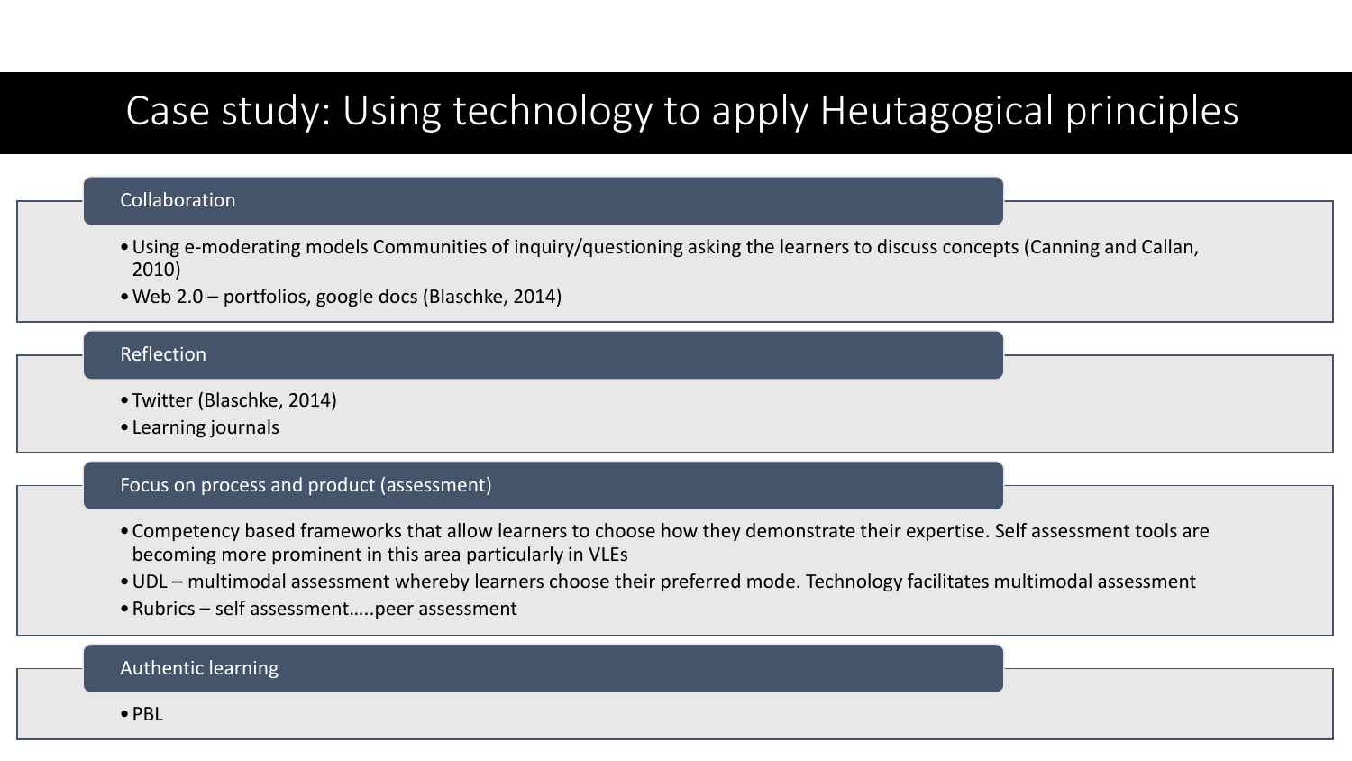# Case study: Using technology to apply Heutagogical principles

## Collaboration

- Using e-moderating models Communities of inquiry/questioning asking the learners to discuss concepts (Canning and Callan, 2010)
- Web 2.0 – portfolios, google docs (Blaschke, 2014)

## Reflection

- Twitter (Blaschke, 2014)
- Learning journals

## Focus on process and product (assessment)

- Competency based frameworks that allow learners to choose how they demonstrate their expertise. Self assessment tools are becoming more prominent in this area particularly in VLEs
- UDL – multimodal assessment whereby learners choose their preferred mode. Technology facilitates multimodal assessment
- Rubrics – self assessment…..peer assessment

## Authentic learning

- PBL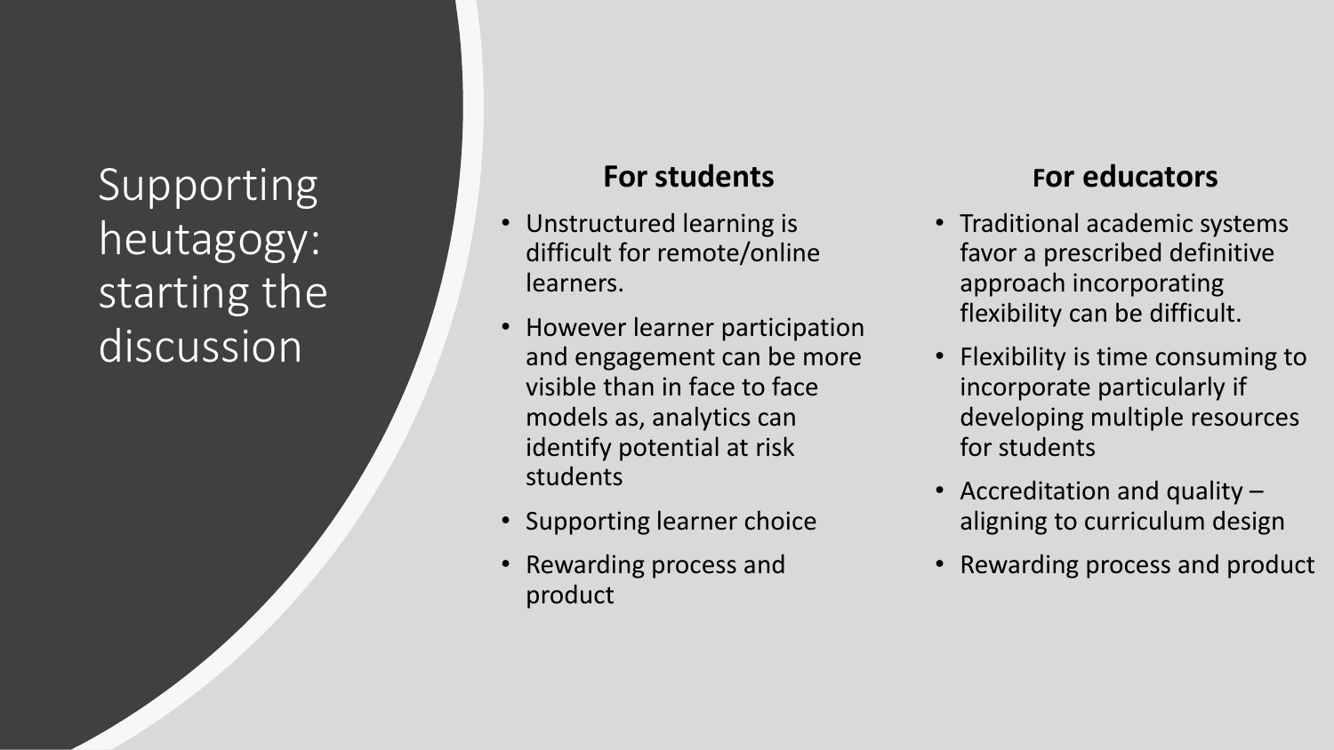# Supporting heutagogy: starting the discussion

## For students

- Unstructured learning is difficult for remote/online learners.
- However learner participation and engagement can be more visible than in face to face models as, analytics can identify potential at risk students
- Supporting learner choice
- Rewarding process and product

## For educators

- Traditional academic systems favor a prescribed definitive approach incorporating flexibility can be difficult.
- Flexibility is time consuming to incorporate particularly if developing multiple resources for students
- Accreditation and quality – aligning to curriculum design
- Rewarding process and product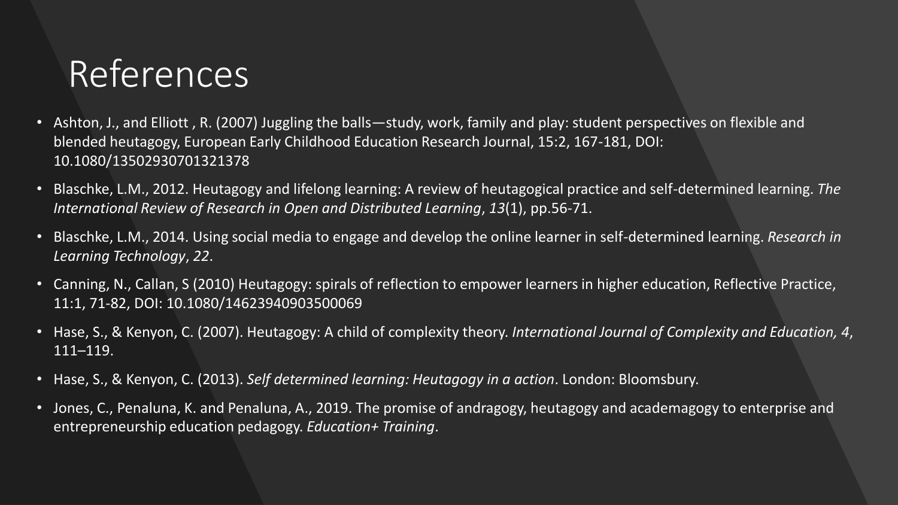# References

- Ashton, J., and Elliott , R. (2007) Juggling the balls—study, work, family and play: student perspectives on flexible and blended heutagogy, European Early Childhood Education Research Journal, 15:2, 167-181, DOI: 10.1080/13502930701321378
- Blaschke, L.M., 2012. Heutagogy and lifelong learning: A review of heutagogical practice and self-determined learning. *The International Review of Research in Open and Distributed Learning*, *13*(1), pp.56-71.
- Blaschke, L.M., 2014. Using social media to engage and develop the online learner in self-determined learning. *Research in Learning Technology*, *22*.
- Canning, N., Callan, S (2010) Heutagogy: spirals of reflection to empower learners in higher education, Reflective Practice, 11:1, 71-82, DOI: 10.1080/14623940903500069
- Hase, S., & Kenyon, C. (2007). Heutagogy: A child of complexity theory. *International Journal of Complexity and Education, 4*, 111–119.
- Hase, S., & Kenyon, C. (2013). *Self determined learning: Heutagogy in a action*. London: Bloomsbury.
- Jones, C., Penaluna, K. and Penaluna, A., 2019. The promise of andragogy, heutagogy and academagogy to enterprise and entrepreneurship education pedagogy. *Education+ Training*.